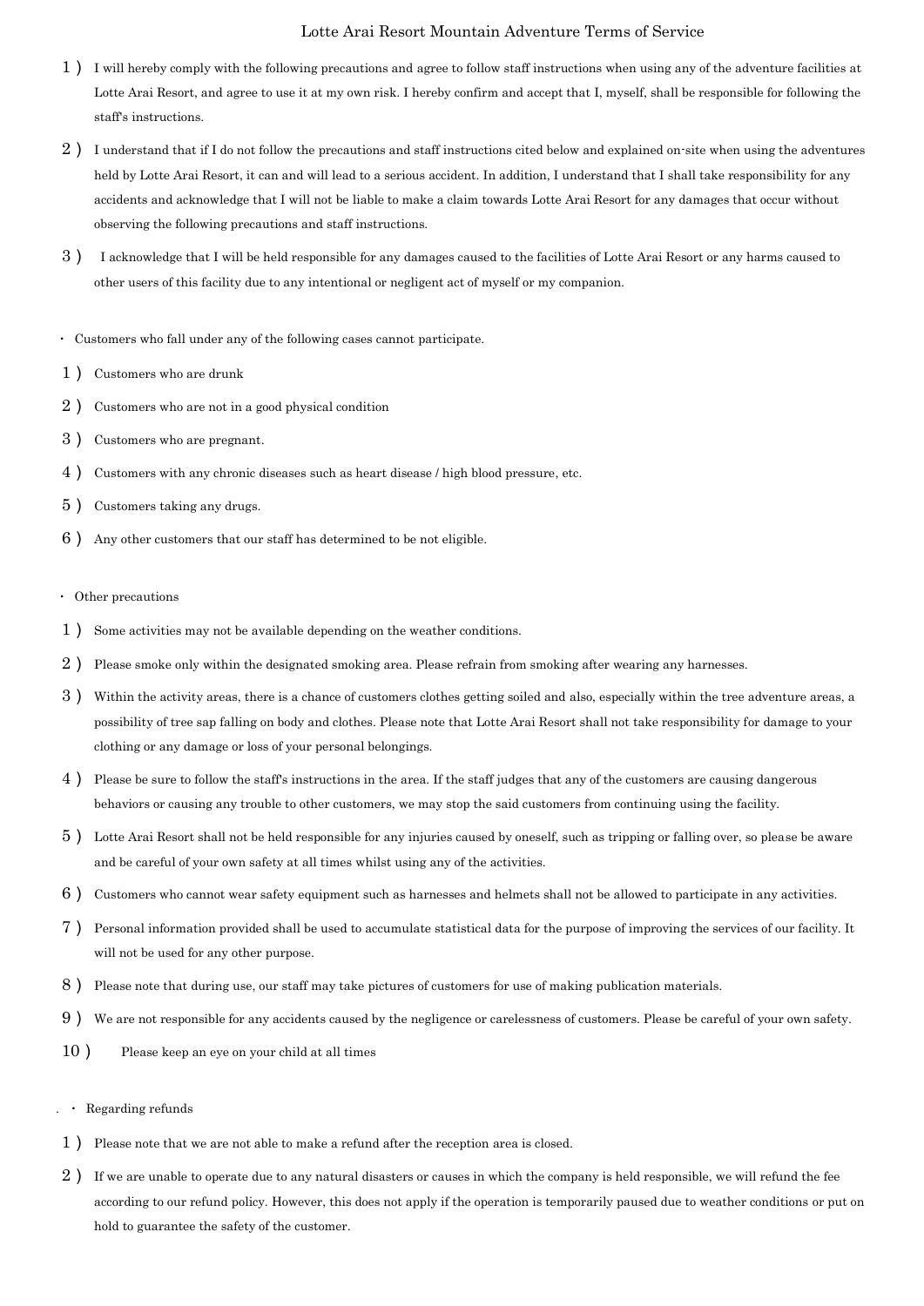# Lotte Arai Resort Mountain Adventure Terms of Service

1) I will hereby comply with the following precautions and agree to follow staff instructions when using any of the adventure facilities at Lotte Arai Resort, and agree to use it at my own risk. I hereby confirm and accept that I, myself, shall be responsible for following the staff's instructions.

2) I understand that if I do not follow the precautions and staff instructions cited below and explained on-site when using the adventures held by Lotte Arai Resort, it can and will lead to a serious accident. In addition, I understand that I shall take responsibility for any accidents and acknowledge that I will not be liable to make a claim towards Lotte Arai Resort for any damages that occur without observing the following precautions and staff instructions.

3) I acknowledge that I will be held responsible for any damages caused to the facilities of Lotte Arai Resort or any harms caused to other users of this facility due to any intentional or negligent act of myself or my companion.

・ Customers who fall under any of the following cases cannot participate.

1) Customers who are drunk
2) Customers who are not in a good physical condition
3) Customers who are pregnant.
4) Customers with any chronic diseases such as heart disease / high blood pressure, etc.
5) Customers taking any drugs.
6) Any other customers that our staff has determined to be not eligible.

・ Other precautions

1) Some activities may not be available depending on the weather conditions.
2) Please smoke only within the designated smoking area. Please refrain from smoking after wearing any harnesses.
3) Within the activity areas, there is a chance of customers clothes getting soiled and also, especially within the tree adventure areas, a possibility of tree sap falling on body and clothes. Please note that Lotte Arai Resort shall not take responsibility for damage to your clothing or any damage or loss of your personal belongings.
4) Please be sure to follow the staff's instructions in the area. If the staff judges that any of the customers are causing dangerous behaviors or causing any trouble to other customers, we may stop the said customers from continuing using the facility.
5) Lotte Arai Resort shall not be held responsible for any injuries caused by oneself, such as tripping or falling over, so please be aware and be careful of your own safety at all times whilst using any of the activities.
6) Customers who cannot wear safety equipment such as harnesses and helmets shall not be allowed to participate in any activities.
7) Personal information provided shall be used to accumulate statistical data for the purpose of improving the services of our facility. It will not be used for any other purpose.
8) Please note that during use, our staff may take pictures of customers for use of making publication materials.
9) We are not responsible for any accidents caused by the negligence or carelessness of customers. Please be careful of your own safety.
10) Please keep an eye on your child at all times

. ・ Regarding refunds

1) Please note that we are not able to make a refund after the reception area is closed.
2) If we are unable to operate due to any natural disasters or causes in which the company is held responsible, we will refund the fee according to our refund policy. However, this does not apply if the operation is temporarily paused due to weather conditions or put on hold to guarantee the safety of the customer.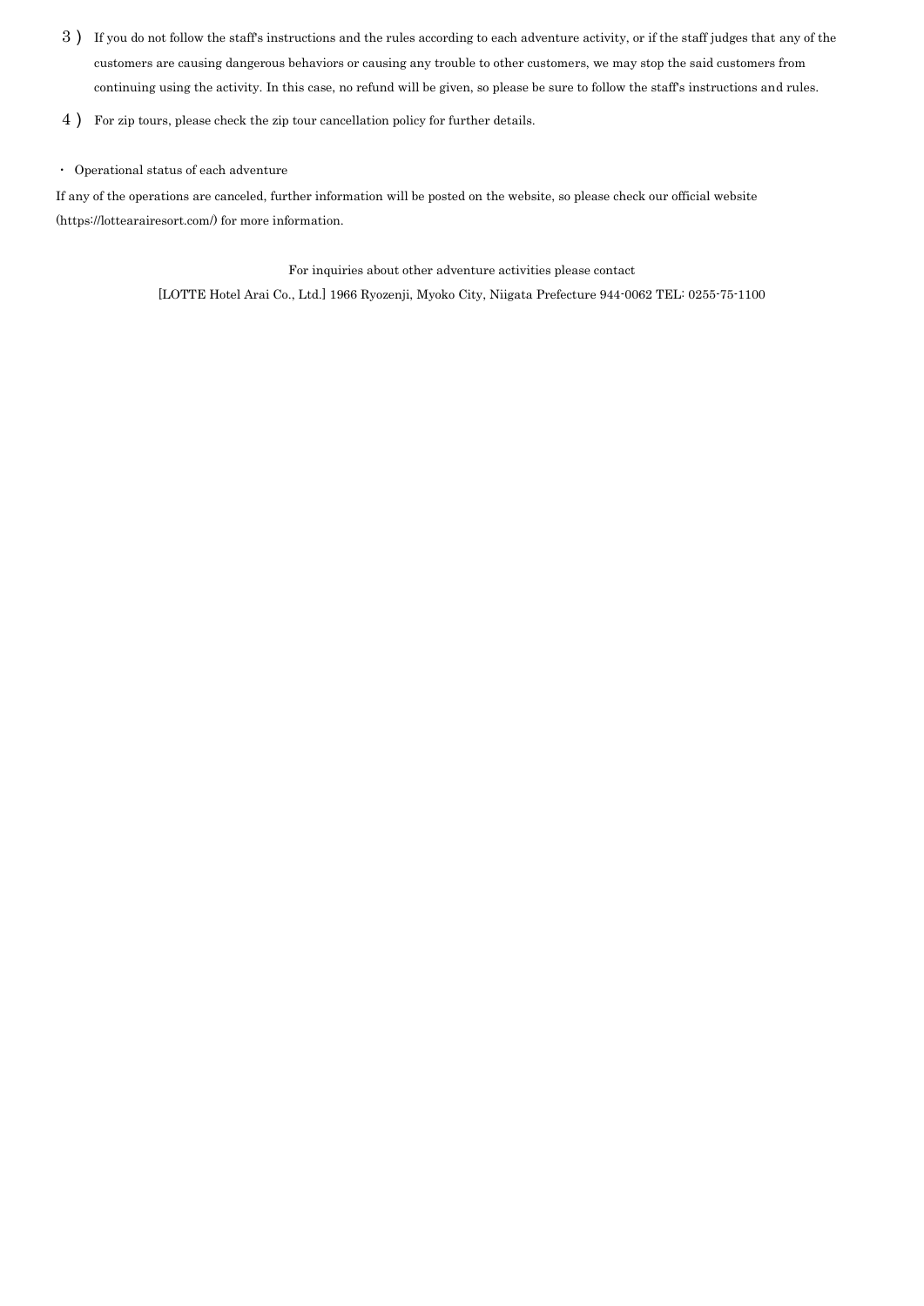3) If you do not follow the staff's instructions and the rules according to each adventure activity, or if the staff judges that any of the customers are causing dangerous behaviors or causing any trouble to other customers, we may stop the said customers from continuing using the activity. In this case, no refund will be given, so please be sure to follow the staff's instructions and rules.

4) For zip tours, please check the zip tour cancellation policy for further details.

・ Operational status of each adventure

If any of the operations are canceled, further information will be posted on the website, so please check our official website (https://lottearairesort.com/) for more information.

For inquiries about other adventure activities please contact

[LOTTE Hotel Arai Co., Ltd.] 1966 Ryozenji, Myoko City, Niigata Prefecture 944-0062 TEL: 0255-75-1100